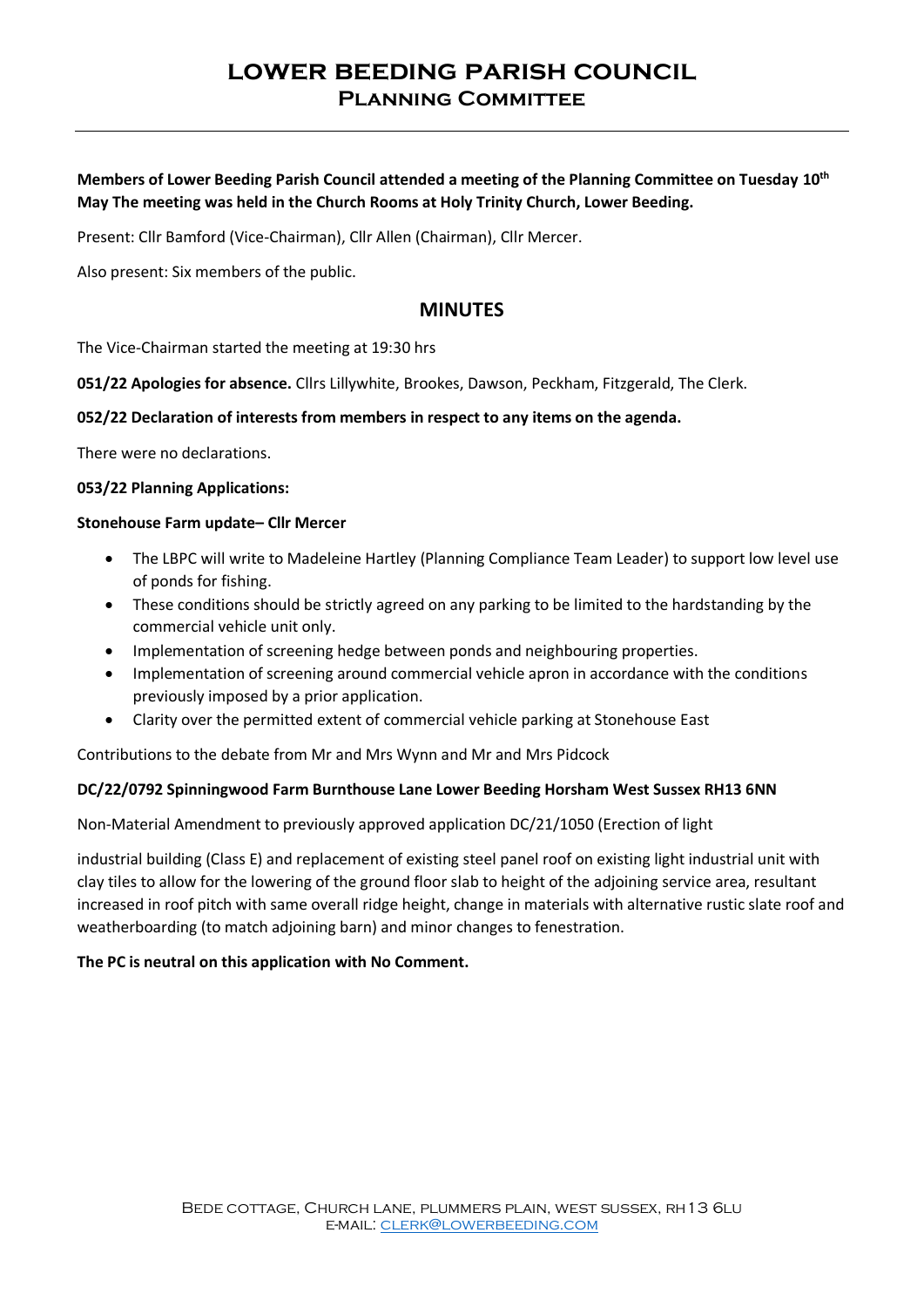# LOWER BEEDING PARISH COUNCIL
## Planning Committee

**Members of Lower Beeding Parish Council attended a meeting of the Planning Committee on Tuesday 10th May The meeting was held in the Church Rooms at Holy Trinity Church, Lower Beeding.**

Present: Cllr Bamford (Vice-Chairman), Cllr Allen (Chairman), Cllr Mercer.

Also present: Six members of the public.

## MINUTES

The Vice-Chairman started the meeting at 19:30 hrs

**051/22 Apologies for absence.** Cllrs Lillywhite, Brookes, Dawson, Peckham, Fitzgerald, The Clerk.

**052/22 Declaration of interests from members in respect to any items on the agenda.**

There were no declarations.

**053/22 Planning Applications:**

**Stonehouse Farm update– Cllr Mercer**

- The LBPC will write to Madeleine Hartley (Planning Compliance Team Leader) to support low level use of ponds for fishing.
- These conditions should be strictly agreed on any parking to be limited to the hardstanding by the commercial vehicle unit only.
- Implementation of screening hedge between ponds and neighbouring properties.
- Implementation of screening around commercial vehicle apron in accordance with the conditions previously imposed by a prior application.
- Clarity over the permitted extent of commercial vehicle parking at Stonehouse East

Contributions to the debate from Mr and Mrs Wynn and Mr and Mrs Pidcock

**DC/22/0792 Spinningwood Farm Burnthouse Lane Lower Beeding Horsham West Sussex RH13 6NN**

Non-Material Amendment to previously approved application DC/21/1050 (Erection of light

industrial building (Class E) and replacement of existing steel panel roof on existing light industrial unit with clay tiles to allow for the lowering of the ground floor slab to height of the adjoining service area, resultant increased in roof pitch with same overall ridge height, change in materials with alternative rustic slate roof and weatherboarding (to match adjoining barn) and minor changes to fenestration.

**The PC is neutral on this application with No Comment.**

Bede cottage, Church lane, plummers plain, west sussex, rh13 6lu
e-mail: clerk@lowerbeeding.com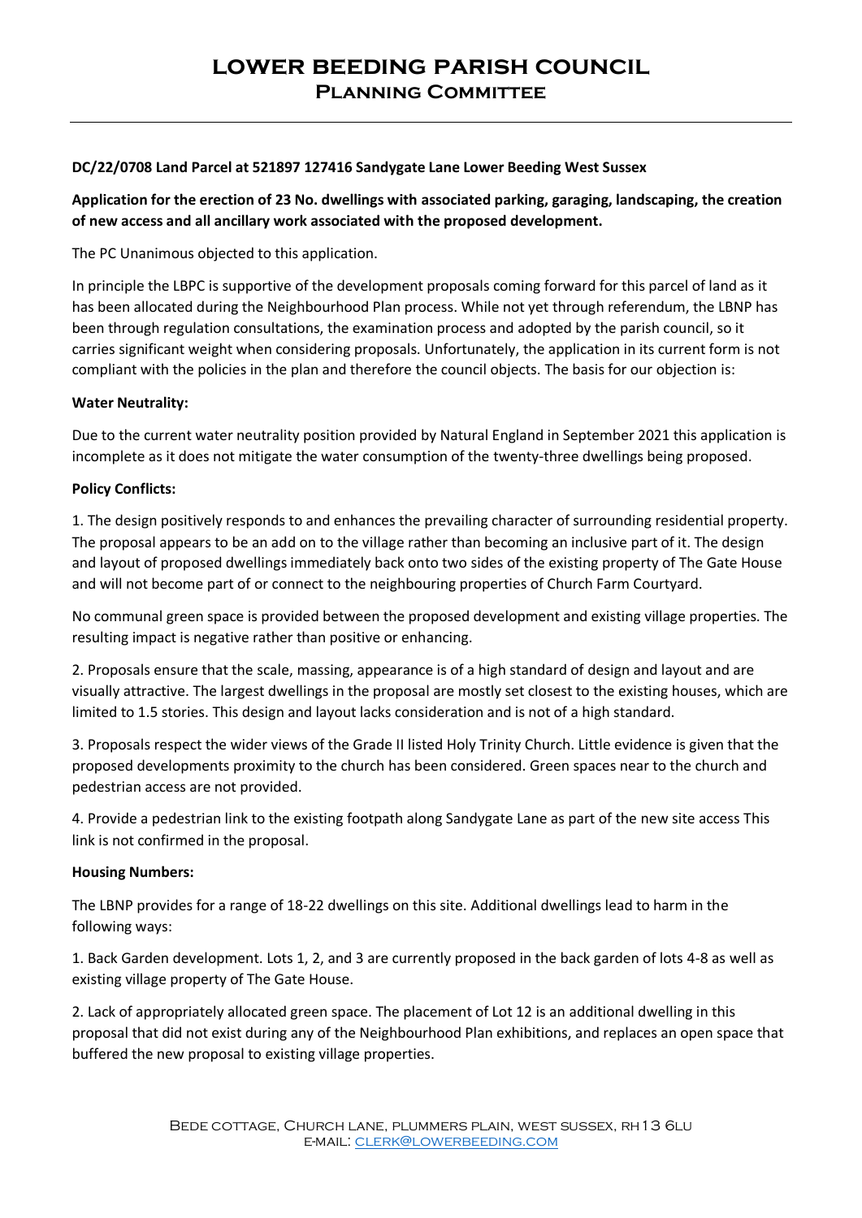# LOWER BEEDING PARISH COUNCIL
## Planning Committee

**DC/22/0708 Land Parcel at 521897 127416 Sandygate Lane Lower Beeding West Sussex**

**Application for the erection of 23 No. dwellings with associated parking, garaging, landscaping, the creation of new access and all ancillary work associated with the proposed development.**

The PC Unanimous objected to this application.

In principle the LBPC is supportive of the development proposals coming forward for this parcel of land as it has been allocated during the Neighbourhood Plan process. While not yet through referendum, the LBNP has been through regulation consultations, the examination process and adopted by the parish council, so it carries significant weight when considering proposals. Unfortunately, the application in its current form is not compliant with the policies in the plan and therefore the council objects. The basis for our objection is:

**Water Neutrality:**

Due to the current water neutrality position provided by Natural England in September 2021 this application is incomplete as it does not mitigate the water consumption of the twenty-three dwellings being proposed.

**Policy Conflicts:**

1. The design positively responds to and enhances the prevailing character of surrounding residential property. The proposal appears to be an add on to the village rather than becoming an inclusive part of it. The design and layout of proposed dwellings immediately back onto two sides of the existing property of The Gate House and will not become part of or connect to the neighbouring properties of Church Farm Courtyard.

No communal green space is provided between the proposed development and existing village properties. The resulting impact is negative rather than positive or enhancing.

2. Proposals ensure that the scale, massing, appearance is of a high standard of design and layout and are visually attractive. The largest dwellings in the proposal are mostly set closest to the existing houses, which are limited to 1.5 stories. This design and layout lacks consideration and is not of a high standard.

3. Proposals respect the wider views of the Grade II listed Holy Trinity Church. Little evidence is given that the proposed developments proximity to the church has been considered. Green spaces near to the church and pedestrian access are not provided.

4. Provide a pedestrian link to the existing footpath along Sandygate Lane as part of the new site access This link is not confirmed in the proposal.

**Housing Numbers:**

The LBNP provides for a range of 18-22 dwellings on this site. Additional dwellings lead to harm in the following ways:

1. Back Garden development. Lots 1, 2, and 3 are currently proposed in the back garden of lots 4-8 as well as existing village property of The Gate House.

2. Lack of appropriately allocated green space. The placement of Lot 12 is an additional dwelling in this proposal that did not exist during any of the Neighbourhood Plan exhibitions, and replaces an open space that buffered the new proposal to existing village properties.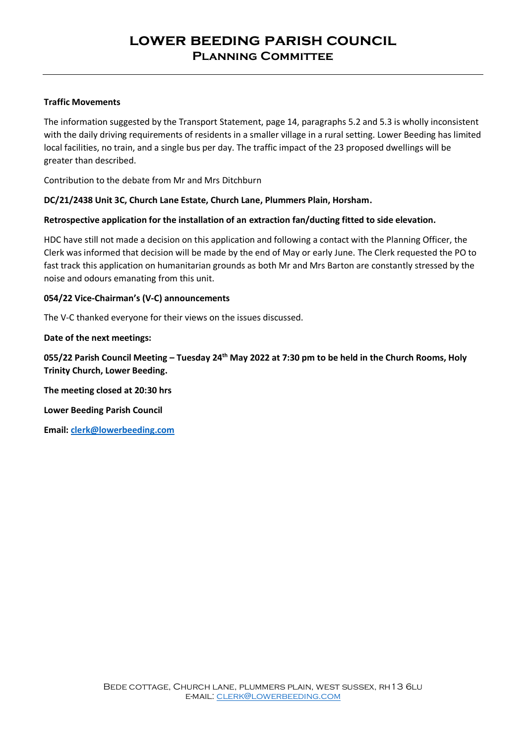**Traffic Movements**

The information suggested by the Transport Statement, page 14, paragraphs 5.2 and 5.3 is wholly inconsistent with the daily driving requirements of residents in a smaller village in a rural setting. Lower Beeding has limited local facilities, no train, and a single bus per day. The traffic impact of the 23 proposed dwellings will be greater than described.

Contribution to the debate from Mr and Mrs Ditchburn

**DC/21/2438 Unit 3C, Church Lane Estate, Church Lane, Plummers Plain, Horsham.**

**Retrospective application for the installation of an extraction fan/ducting fitted to side elevation.**

HDC have still not made a decision on this application and following a contact with the Planning Officer, the Clerk was informed that decision will be made by the end of May or early June. The Clerk requested the PO to fast track this application on humanitarian grounds as both Mr and Mrs Barton are constantly stressed by the noise and odours emanating from this unit.

**054/22 Vice-Chairman's (V-C) announcements**

The V-C thanked everyone for their views on the issues discussed.

**Date of the next meetings:**

**055/22 Parish Council Meeting – Tuesday 24th May 2022 at 7:30 pm to be held in the Church Rooms, Holy Trinity Church, Lower Beeding.**

**The meeting closed at 20:30 hrs**

**Lower Beeding Parish Council**

**Email: clerk@lowerbeeding.com**